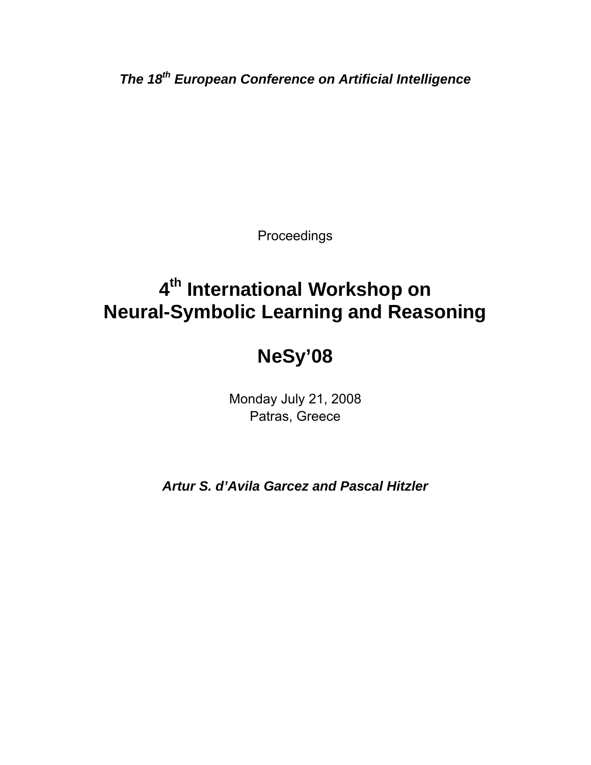*The 18th European Conference on Artificial Intelligence*

Proceedings

# 4th International Workshop on Neural-Symbolic Learning and Reasoning

# NeSy'08

Monday July 21, 2008
Patras, Greece

***Artur S. d'Avila Garcez and Pascal Hitzler***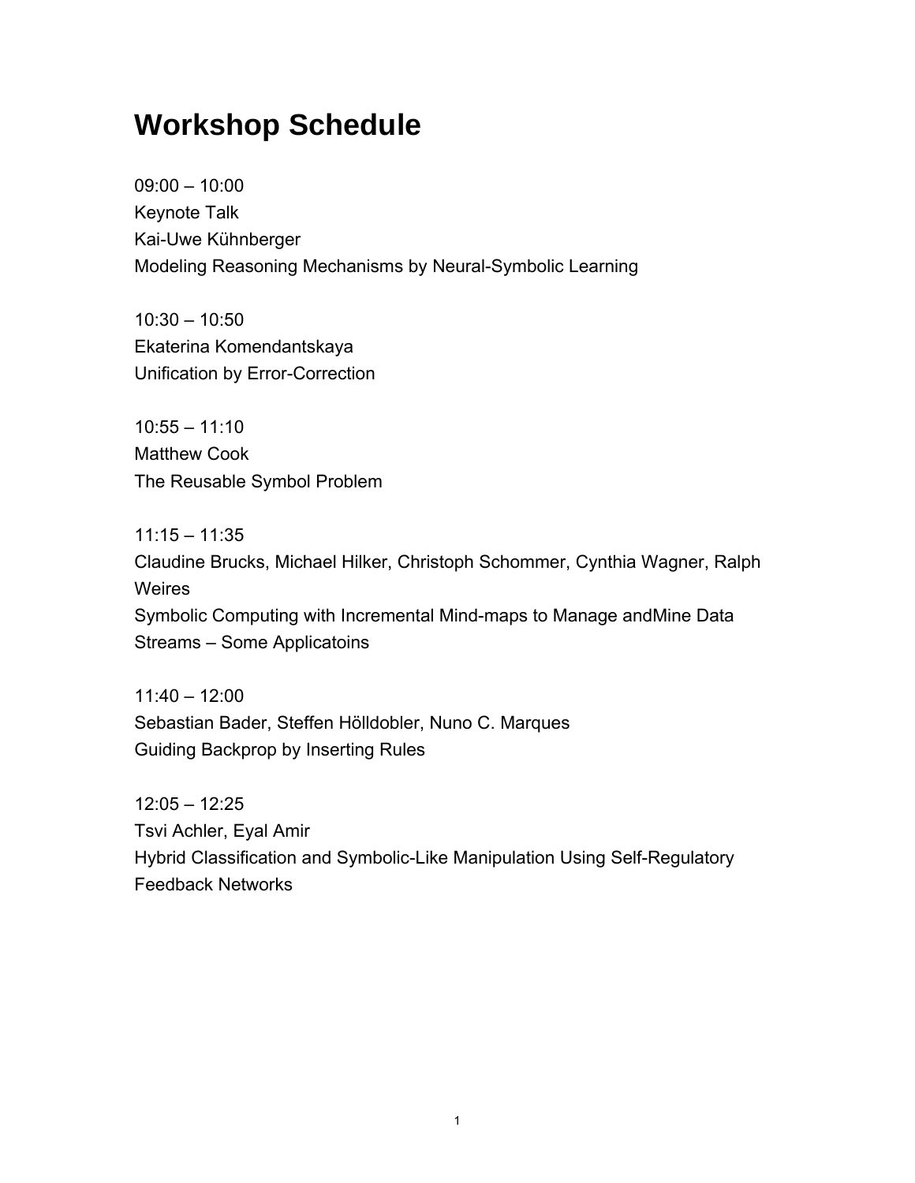# Workshop Schedule

09:00 – 10:00
Keynote Talk
Kai-Uwe Kühnberger
Modeling Reasoning Mechanisms by Neural-Symbolic Learning

10:30 – 10:50
Ekaterina Komendantskaya
Unification by Error-Correction

10:55 – 11:10
Matthew Cook
The Reusable Symbol Problem

11:15 – 11:35
Claudine Brucks, Michael Hilker, Christoph Schommer, Cynthia Wagner, Ralph Weires
Symbolic Computing with Incremental Mind-maps to Manage andMine Data Streams – Some Applicatoins

11:40 – 12:00
Sebastian Bader, Steffen Hölldobler, Nuno C. Marques
Guiding Backprop by Inserting Rules

12:05 – 12:25
Tsvi Achler, Eyal Amir
Hybrid Classification and Symbolic-Like Manipulation Using Self-Regulatory Feedback Networks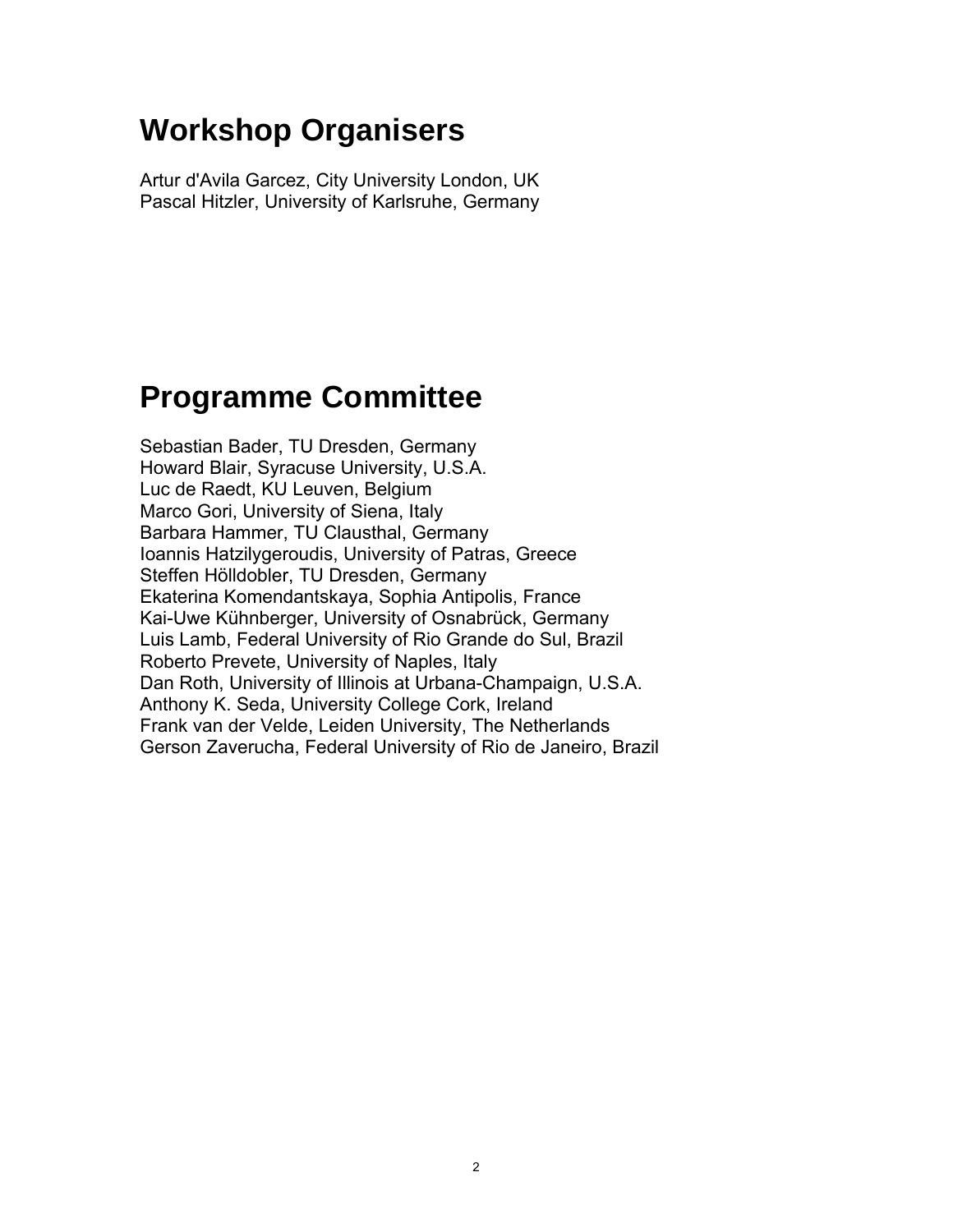# Workshop Organisers

Artur d'Avila Garcez, City University London, UK
Pascal Hitzler, University of Karlsruhe, Germany

# Programme Committee

Sebastian Bader, TU Dresden, Germany
Howard Blair, Syracuse University, U.S.A.
Luc de Raedt, KU Leuven, Belgium
Marco Gori, University of Siena, Italy
Barbara Hammer, TU Clausthal, Germany
Ioannis Hatzilygeroudis, University of Patras, Greece
Steffen Hölldobler, TU Dresden, Germany
Ekaterina Komendantskaya, Sophia Antipolis, France
Kai-Uwe Kühnberger, University of Osnabrück, Germany
Luis Lamb, Federal University of Rio Grande do Sul, Brazil
Roberto Prevete, University of Naples, Italy
Dan Roth, University of Illinois at Urbana-Champaign, U.S.A.
Anthony K. Seda, University College Cork, Ireland
Frank van der Velde, Leiden University, The Netherlands
Gerson Zaverucha, Federal University of Rio de Janeiro, Brazil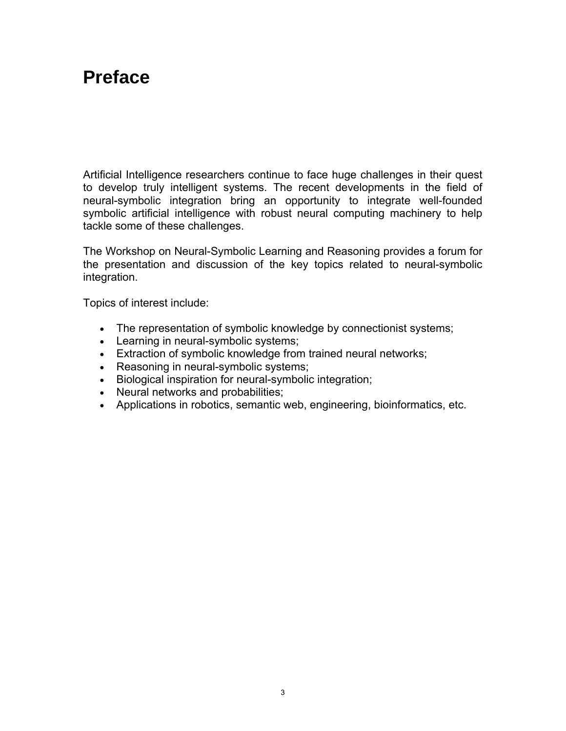# Preface

Artificial Intelligence researchers continue to face huge challenges in their quest to develop truly intelligent systems. The recent developments in the field of neural-symbolic integration bring an opportunity to integrate well-founded symbolic artificial intelligence with robust neural computing machinery to help tackle some of these challenges.

The Workshop on Neural-Symbolic Learning and Reasoning provides a forum for the presentation and discussion of the key topics related to neural-symbolic integration.

Topics of interest include:

- The representation of symbolic knowledge by connectionist systems;
- Learning in neural-symbolic systems;
- Extraction of symbolic knowledge from trained neural networks;
- Reasoning in neural-symbolic systems;
- Biological inspiration for neural-symbolic integration;
- Neural networks and probabilities;
- Applications in robotics, semantic web, engineering, bioinformatics, etc.